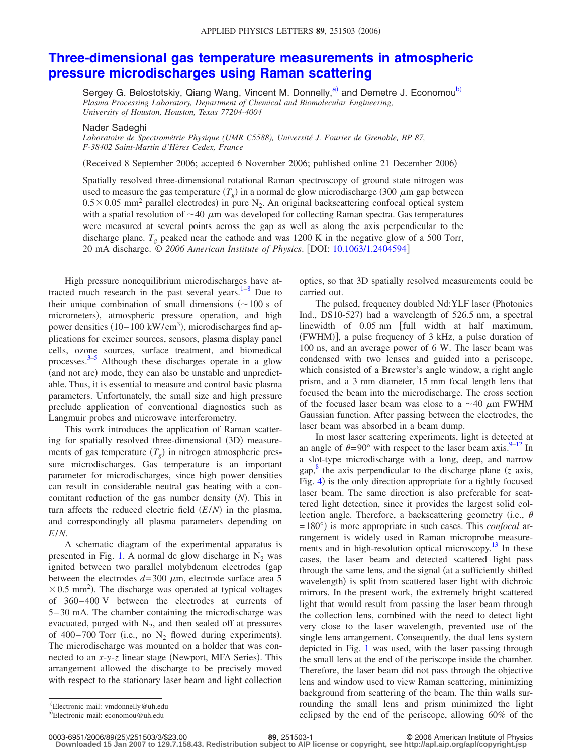# Three-dimensional gas temperature measurements in atmospheric pressure microdischarges using Raman scattering

Sergey G. Belostotskiy, Qiang Wang, Vincent M. Donnelly,[a] and Demetre J. Economou[b]
*Plasma Processing Laboratory, Department of Chemical and Biomolecular Engineering, University of Houston, Houston, Texas 77204-4004*

Nader Sadeghi
*Laboratoire de Spectrométrie Physique (UMR C5588), Université J. Fourier de Grenoble, BP 87, F-38402 Saint-Martin d'Hères Cedex, France*

(Received 8 September 2006; accepted 6 November 2006; published online 21 December 2006)

Spatially resolved three-dimensional rotational Raman spectroscopy of ground state nitrogen was used to measure the gas temperature ($T_g$) in a normal dc glow microdischarge (300 $\mu$m gap between $0.5 \times 0.05$ mm$^2$ parallel electrodes) in pure $N_2$. An original backscattering confocal optical system with a spatial resolution of $\sim$40 $\mu$m was developed for collecting Raman spectra. Gas temperatures were measured at several points across the gap as well as along the axis perpendicular to the discharge plane. $T_g$ peaked near the cathode and was 1200 K in the negative glow of a 500 Torr, 20 mA discharge. © *2006 American Institute of Physics*. [DOI: 10.1063/1.2404594]

High pressure nonequilibrium microdischarges have attracted much research in the past several years.[1–8] Due to their unique combination of small dimensions ($\sim$100 s of micrometers), atmospheric pressure operation, and high power densities (10–100 kW/cm$^3$), microdischarges find applications for excimer sources, sensors, plasma display panel cells, ozone sources, surface treatment, and biomedical processes.[3–5] Although these discharges operate in a glow (and not arc) mode, they can also be unstable and unpredictable. Thus, it is essential to measure and control basic plasma parameters. Unfortunately, the small size and high pressure preclude application of conventional diagnostics such as Langmuir probes and microwave interferometry.

This work introduces the application of Raman scattering for spatially resolved three-dimensional (3D) measurements of gas temperature ($T_g$) in nitrogen atmospheric pressure microdischarges. Gas temperature is an important parameter for microdischarges, since high power densities can result in considerable neutral gas heating with a concomitant reduction of the gas number density ($N$). This in turn affects the reduced electric field ($E/N$) in the plasma, and correspondingly all plasma parameters depending on $E/N$.

A schematic diagram of the experimental apparatus is presented in Fig. 1. A normal dc glow discharge in $N_2$ was ignited between two parallel molybdenum electrodes (gap between the electrodes $d$=300 $\mu$m, electrode surface area $5 \times 0.5$ mm$^2$). The discharge was operated at typical voltages of 360–400 V between the electrodes at currents of 5–30 mA. The chamber containing the microdischarge was evacuated, purged with $N_2$, and then sealed off at pressures of 400–700 Torr (i.e., no $N_2$ flowed during experiments). The microdischarge was mounted on a holder that was connected to an $x$-$y$-$z$ linear stage (Newport, MFA Series). This arrangement allowed the discharge to be precisely moved with respect to the stationary laser beam and light collection optics, so that 3D spatially resolved measurements could be carried out.

The pulsed, frequency doubled Nd:YLF laser (Photonics Ind., DS10-527) had a wavelength of 526.5 nm, a spectral linewidth of 0.05 nm [full width at half maximum, (FWHM)], a pulse frequency of 3 kHz, a pulse duration of 100 ns, and an average power of 6 W. The laser beam was condensed with two lenses and guided into a periscope, which consisted of a Brewster's angle window, a right angle prism, and a 3 mm diameter, 15 mm focal length lens that focused the beam into the microdischarge. The cross section of the focused laser beam was close to a $\sim$40 $\mu$m FWHM Gaussian function. After passing between the electrodes, the laser beam was absorbed in a beam dump.

In most laser scattering experiments, light is detected at an angle of $\theta$=90° with respect to the laser beam axis.[9–12] In a slot-type microdischarge with a long, deep, and narrow gap,[8] the axis perpendicular to the discharge plane ($z$ axis, Fig. 4) is the only direction appropriate for a tightly focused laser beam. The same direction is also preferable for scattered light detection, since it provides the largest solid collection angle. Therefore, a backscattering geometry (i.e., $\theta$=180°) is more appropriate in such cases. This *confocal* arrangement is widely used in Raman microprobe measurements and in high-resolution optical microscopy.[13] In these cases, the laser beam and detected scattered light pass through the same lens, and the signal (at a sufficiently shifted wavelength) is split from scattered laser light with dichroic mirrors. In the present work, the extremely bright scattered light that would result from passing the laser beam through the collection lens, combined with the need to detect light very close to the laser wavelength, prevented use of the single lens arrangement. Consequently, the dual lens system depicted in Fig. 1 was used, with the laser passing through the small lens at the end of the periscope inside the chamber. Therefore, the laser beam did not pass through the objective lens and window used to view Raman scattering, minimizing background from scattering of the beam. The thin walls surrounding the small lens and prism minimized the light eclipsed by the end of the periscope, allowing 60% of the

[a]Electronic mail: vmdonnelly@uh.edu
[b]Electronic mail: economou@uh.edu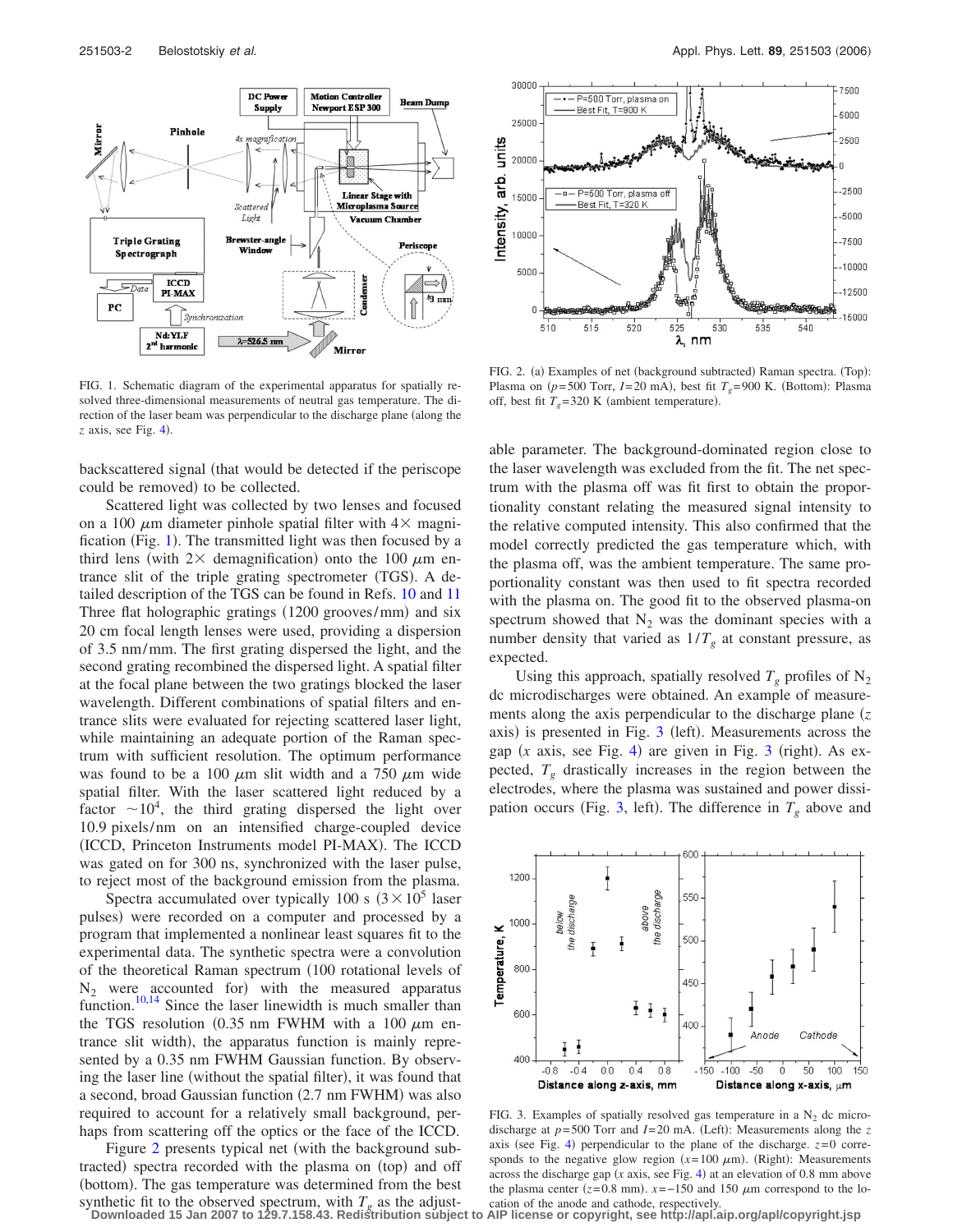FIG. 1. Schematic diagram of the experimental apparatus for spatially resolved three-dimensional measurements of neutral gas temperature. The direction of the laser beam was perpendicular to the discharge plane (along the $z$ axis, see Fig. 4).

FIG. 2. (a) Examples of net (background subtracted) Raman spectra. (Top): Plasma on ($p$=500 Torr, $I$=20 mA), best fit $T_g$=900 K. (Bottom): Plasma off, best fit $T_g$=320 K (ambient temperature).

backscattered signal (that would be detected if the periscope could be removed) to be collected.

Scattered light was collected by two lenses and focused on a 100 $\mu$m diameter pinhole spatial filter with 4× magnification (Fig. 1). The transmitted light was then focused by a third lens (with 2× demagnification) onto the 100 $\mu$m entrance slit of the triple grating spectrometer (TGS). A detailed description of the TGS can be found in Refs. 10 and 11 Three flat holographic gratings (1200 grooves/mm) and six 20 cm focal length lenses were used, providing a dispersion of 3.5 nm/mm. The first grating dispersed the light, and the second grating recombined the dispersed light. A spatial filter at the focal plane between the two gratings blocked the laser wavelength. Different combinations of spatial filters and entrance slits were evaluated for rejecting scattered laser light, while maintaining an adequate portion of the Raman spectrum with sufficient resolution. The optimum performance was found to be a 100 $\mu$m slit width and a 750 $\mu$m wide spatial filter. With the laser scattered light reduced by a factor $\sim 10^4$, the third grating dispersed the light over 10.9 pixels/nm on an intensified charge-coupled device (ICCD, Princeton Instruments model PI-MAX). The ICCD was gated on for 300 ns, synchronized with the laser pulse, to reject most of the background emission from the plasma.

Spectra accumulated over typically 100 s ($3\times10^5$ laser pulses) were recorded on a computer and processed by a program that implemented a nonlinear least squares fit to the experimental data. The synthetic spectra were a convolution of the theoretical Raman spectrum (100 rotational levels of $N_2$ were accounted for) with the measured apparatus function.[10,14] Since the laser linewidth is much smaller than the TGS resolution (0.35 nm FWHM with a 100 $\mu$m entrance slit width), the apparatus function is mainly represented by a 0.35 nm FWHM Gaussian function. By observing the laser line (without the spatial filter), it was found that a second, broad Gaussian function (2.7 nm FWHM) was also required to account for a relatively small background, perhaps from scattering off the optics or the face of the ICCD.

Figure 2 presents typical net (with the background subtracted) spectra recorded with the plasma on (top) and off (bottom). The gas temperature was determined from the best synthetic fit to the observed spectrum, with $T_g$ as the adjustable parameter. The background-dominated region close to the laser wavelength was excluded from the fit. The net spectrum with the plasma off was fit first to obtain the proportionality constant relating the measured signal intensity to the relative computed intensity. This also confirmed that the model correctly predicted the gas temperature which, with the plasma off, was the ambient temperature. The same proportionality constant was then used to fit spectra recorded with the plasma on. The good fit to the observed plasma-on spectrum showed that $N_2$ was the dominant species with a number density that varied as $1/T_g$ at constant pressure, as expected.

Using this approach, spatially resolved $T_g$ profiles of $N_2$ dc microdischarges were obtained. An example of measurements along the axis perpendicular to the discharge plane ($z$ axis) is presented in Fig. 3 (left). Measurements across the gap ($x$ axis, see Fig. 4) are given in Fig. 3 (right). As expected, $T_g$ drastically increases in the region between the electrodes, where the plasma was sustained and power dissipation occurs (Fig. 3, left). The difference in $T_g$ above and

FIG. 3. Examples of spatially resolved gas temperature in a $N_2$ dc microdischarge at $p$=500 Torr and $I$=20 mA. (Left): Measurements along the $z$ axis (see Fig. 4) perpendicular to the plane of the discharge. $z$=0 corresponds to the negative glow region ($x$=100 $\mu$m). (Right): Measurements across the discharge gap ($x$ axis, see Fig. 4) at an elevation of 0.8 mm above the plasma center ($z$=0.8 mm). $x$=−150 and 150 $\mu$m correspond to the location of the anode and cathode, respectively.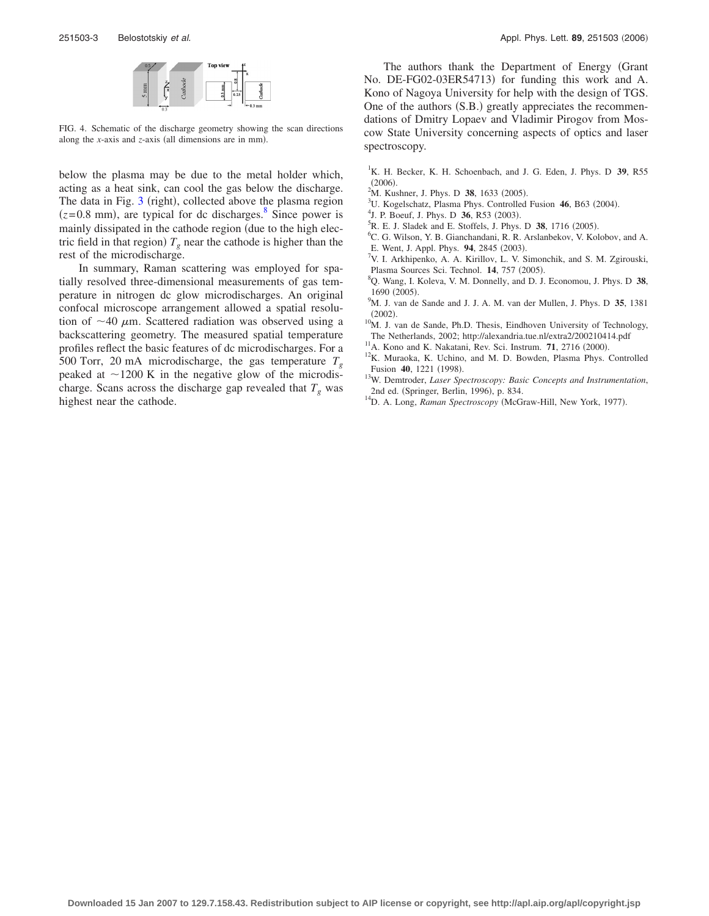FIG. 4. Schematic of the discharge geometry showing the scan directions along the $x$-axis and $z$-axis (all dimensions are in mm).

below the plasma may be due to the metal holder which, acting as a heat sink, can cool the gas below the discharge. The data in Fig. 3 (right), collected above the plasma region ($z$=0.8 mm), are typical for dc discharges.[8] Since power is mainly dissipated in the cathode region (due to the high electric field in that region) $T_g$ near the cathode is higher than the rest of the microdischarge.

In summary, Raman scattering was employed for spatially resolved three-dimensional measurements of gas temperature in nitrogen dc glow microdischarges. An original confocal microscope arrangement allowed a spatial resolution of $\sim$40 $\mu$m. Scattered radiation was observed using a backscattering geometry. The measured spatial temperature profiles reflect the basic features of dc microdischarges. For a 500 Torr, 20 mA microdischarge, the gas temperature $T_g$ peaked at $\sim$1200 K in the negative glow of the microdischarge. Scans across the discharge gap revealed that $T_g$ was highest near the cathode.

The authors thank the Department of Energy (Grant No. DE-FG02-03ER54713) for funding this work and A. Kono of Nagoya University for help with the design of TGS. One of the authors (S.B.) greatly appreciates the recommendations of Dmitry Lopaev and Vladimir Pirogov from Moscow State University concerning aspects of optics and laser spectroscopy.

[1] K. H. Becker, K. H. Schoenbach, and J. G. Eden, J. Phys. D **39**, R55 (2006).
[2] M. Kushner, J. Phys. D **38**, 1633 (2005).
[3] U. Kogelschatz, Plasma Phys. Controlled Fusion **46**, B63 (2004).
[4] J. P. Boeuf, J. Phys. D **36**, R53 (2003).
[5] R. E. J. Sladek and E. Stoffels, J. Phys. D **38**, 1716 (2005).
[6] C. G. Wilson, Y. B. Gianchandani, R. R. Arslanbekov, V. Kolobov, and A. E. Went, J. Appl. Phys. **94**, 2845 (2003).
[7] V. I. Arkhipenko, A. A. Kirillov, L. V. Simonchik, and S. M. Zgirouski, Plasma Sources Sci. Technol. **14**, 757 (2005).
[8] Q. Wang, I. Koleva, V. M. Donnelly, and D. J. Economou, J. Phys. D **38**, 1690 (2005).
[9] M. J. van de Sande and J. J. A. M. van der Mullen, J. Phys. D **35**, 1381 (2002).
[10] M. J. van de Sande, Ph.D. Thesis, Eindhoven University of Technology, The Netherlands, 2002; http://alexandria.tue.nl/extra2/200210414.pdf
[11] A. Kono and K. Nakatani, Rev. Sci. Instrum. **71**, 2716 (2000).
[12] K. Muraoka, K. Uchino, and M. D. Bowden, Plasma Phys. Controlled Fusion **40**, 1221 (1998).
[13] W. Demtroder, *Laser Spectroscopy: Basic Concepts and Instrumentation*, 2nd ed. (Springer, Berlin, 1996), p. 834.
[14] D. A. Long, *Raman Spectroscopy* (McGraw-Hill, New York, 1977).